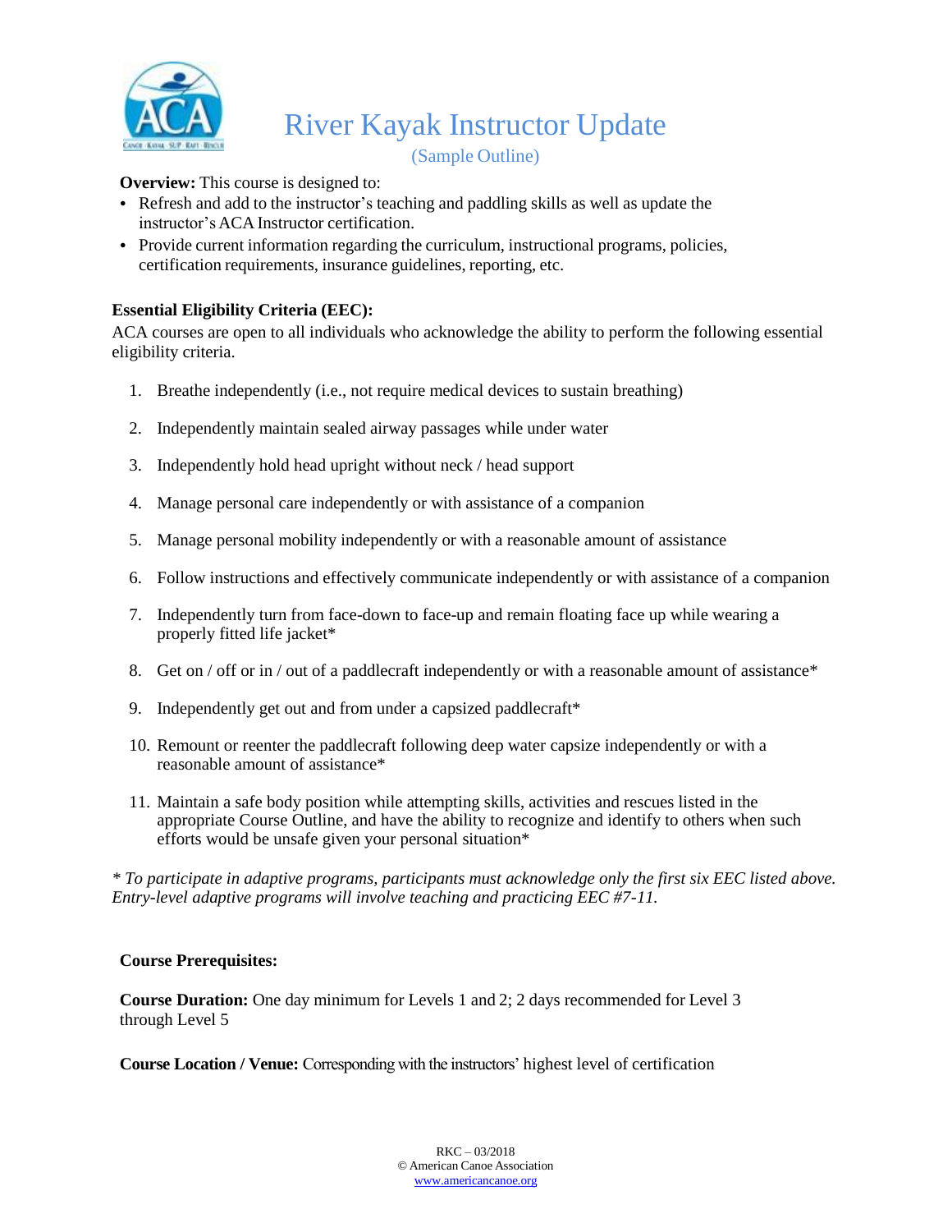# River Kayak Instructor Update

(Sample Outline)

**Overview:** This course is designed to:

- Refresh and add to the instructor's teaching and paddling skills as well as update the instructor's ACA Instructor certification.
- Provide current information regarding the curriculum, instructional programs, policies, certification requirements, insurance guidelines, reporting, etc.

**Essential Eligibility Criteria (EEC):**

ACA courses are open to all individuals who acknowledge the ability to perform the following essential eligibility criteria.

1. Breathe independently (i.e., not require medical devices to sustain breathing)
2. Independently maintain sealed airway passages while under water
3. Independently hold head upright without neck / head support
4. Manage personal care independently or with assistance of a companion
5. Manage personal mobility independently or with a reasonable amount of assistance
6. Follow instructions and effectively communicate independently or with assistance of a companion
7. Independently turn from face-down to face-up and remain floating face up while wearing a properly fitted life jacket*
8. Get on / off or in / out of a paddlecraft independently or with a reasonable amount of assistance*
9. Independently get out and from under a capsized paddlecraft*
10. Remount or reenter the paddlecraft following deep water capsize independently or with a reasonable amount of assistance*
11. Maintain a safe body position while attempting skills, activities and rescues listed in the appropriate Course Outline, and have the ability to recognize and identify to others when such efforts would be unsafe given your personal situation*

*\* To participate in adaptive programs, participants must acknowledge only the first six EEC listed above. Entry-level adaptive programs will involve teaching and practicing EEC #7-11.*

**Course Prerequisites:**

**Course Duration:** One day minimum for Levels 1 and 2; 2 days recommended for Level 3 through Level 5

**Course Location / Venue:** Corresponding with the instructors' highest level of certification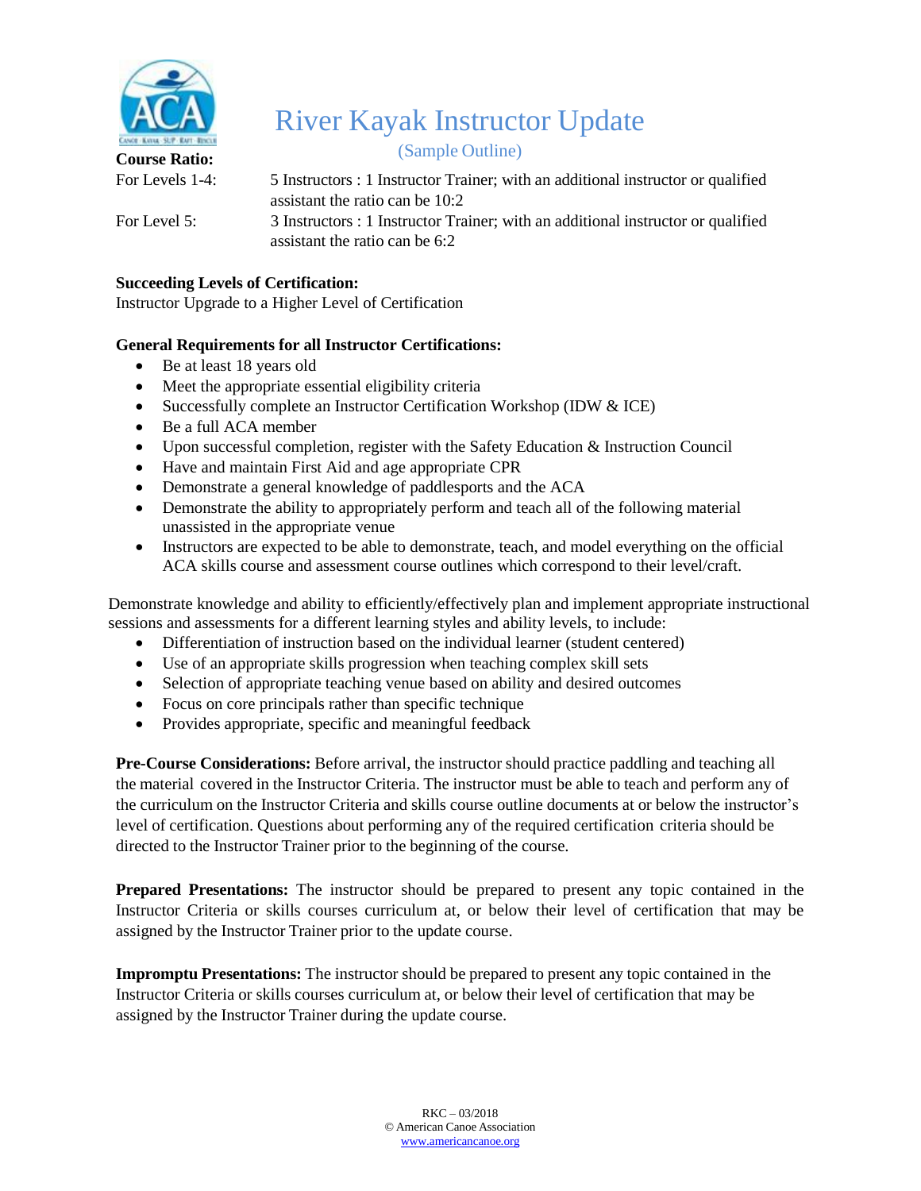# River Kayak Instructor Update

(Sample Outline)

**Course Ratio:**

| | |
|---|---|
| For Levels 1-4: | 5 Instructors : 1 Instructor Trainer; with an additional instructor or qualified assistant the ratio can be 10:2 |
| For Level 5: | 3 Instructors : 1 Instructor Trainer; with an additional instructor or qualified assistant the ratio can be 6:2 |

**Succeeding Levels of Certification:**
Instructor Upgrade to a Higher Level of Certification

**General Requirements for all Instructor Certifications:**

- Be at least 18 years old
- Meet the appropriate essential eligibility criteria
- Successfully complete an Instructor Certification Workshop (IDW & ICE)
- Be a full ACA member
- Upon successful completion, register with the Safety Education & Instruction Council
- Have and maintain First Aid and age appropriate CPR
- Demonstrate a general knowledge of paddlesports and the ACA
- Demonstrate the ability to appropriately perform and teach all of the following material unassisted in the appropriate venue
- Instructors are expected to be able to demonstrate, teach, and model everything on the official ACA skills course and assessment course outlines which correspond to their level/craft.

Demonstrate knowledge and ability to efficiently/effectively plan and implement appropriate instructional sessions and assessments for a different learning styles and ability levels, to include:

- Differentiation of instruction based on the individual learner (student centered)
- Use of an appropriate skills progression when teaching complex skill sets
- Selection of appropriate teaching venue based on ability and desired outcomes
- Focus on core principals rather than specific technique
- Provides appropriate, specific and meaningful feedback

**Pre-Course Considerations:** Before arrival, the instructor should practice paddling and teaching all the material covered in the Instructor Criteria. The instructor must be able to teach and perform any of the curriculum on the Instructor Criteria and skills course outline documents at or below the instructor's level of certification. Questions about performing any of the required certification criteria should be directed to the Instructor Trainer prior to the beginning of the course.

**Prepared Presentations:** The instructor should be prepared to present any topic contained in the Instructor Criteria or skills courses curriculum at, or below their level of certification that may be assigned by the Instructor Trainer prior to the update course.

**Impromptu Presentations:** The instructor should be prepared to present any topic contained in the Instructor Criteria or skills courses curriculum at, or below their level of certification that may be assigned by the Instructor Trainer during the update course.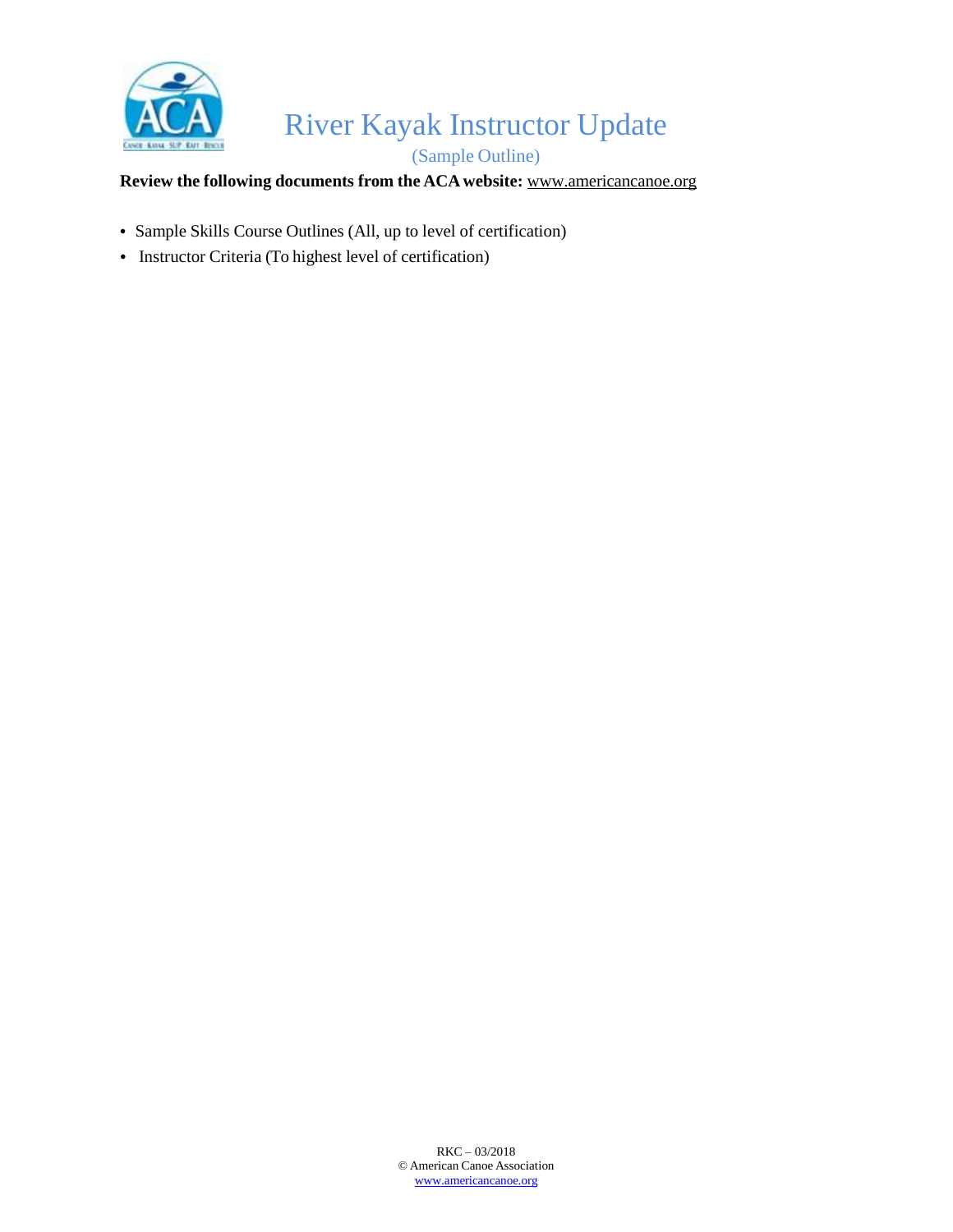# River Kayak Instructor Update

(Sample Outline)

**Review the following documents from the ACA website:** www.americancanoe.org

- Sample Skills Course Outlines (All, up to level of certification)
- Instructor Criteria (To highest level of certification)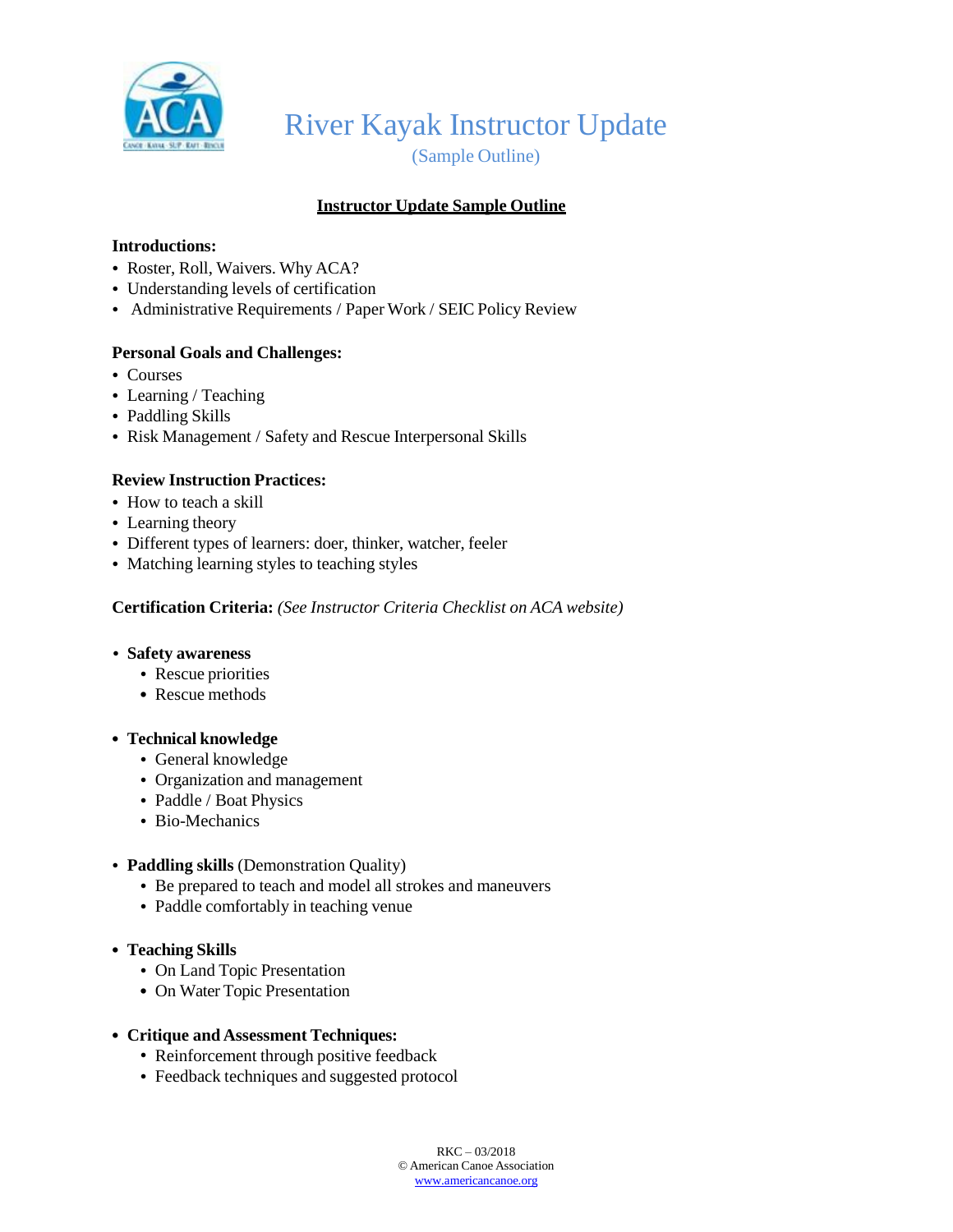# River Kayak Instructor Update

(Sample Outline)

## Instructor Update Sample Outline

**Introductions:**

- Roster, Roll, Waivers. Why ACA?
- Understanding levels of certification
- Administrative Requirements / Paper Work / SEIC Policy Review

**Personal Goals and Challenges:**

- Courses
- Learning / Teaching
- Paddling Skills
- Risk Management / Safety and Rescue Interpersonal Skills

**Review Instruction Practices:**

- How to teach a skill
- Learning theory
- Different types of learners: doer, thinker, watcher, feeler
- Matching learning styles to teaching styles

**Certification Criteria:** *(See Instructor Criteria Checklist on ACA website)*

- **Safety awareness**
  - Rescue priorities
  - Rescue methods
- **Technical knowledge**
  - General knowledge
  - Organization and management
  - Paddle / Boat Physics
  - Bio-Mechanics
- **Paddling skills** (Demonstration Quality)
  - Be prepared to teach and model all strokes and maneuvers
  - Paddle comfortably in teaching venue
- **Teaching Skills**
  - On Land Topic Presentation
  - On Water Topic Presentation
- **Critique and Assessment Techniques:**
  - Reinforcement through positive feedback
  - Feedback techniques and suggested protocol

RKC – 03/2018
© American Canoe Association
www.americancanoe.org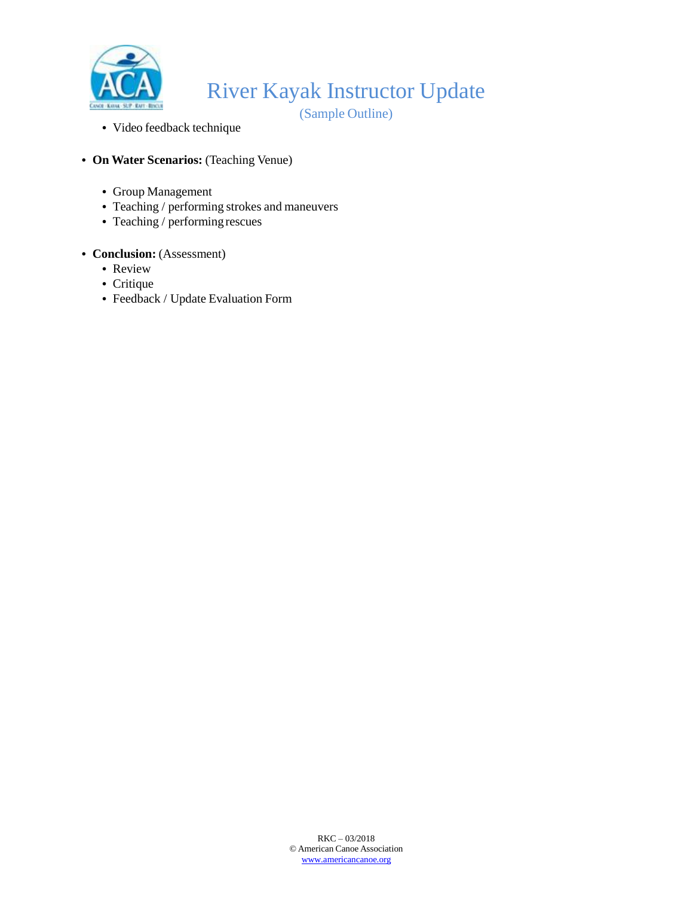- Video feedback technique

- **On Water Scenarios:** (Teaching Venue)

  - Group Management
  - Teaching / performing strokes and maneuvers
  - Teaching / performing rescues

- **Conclusion:** (Assessment)
  - Review
  - Critique
  - Feedback / Update Evaluation Form